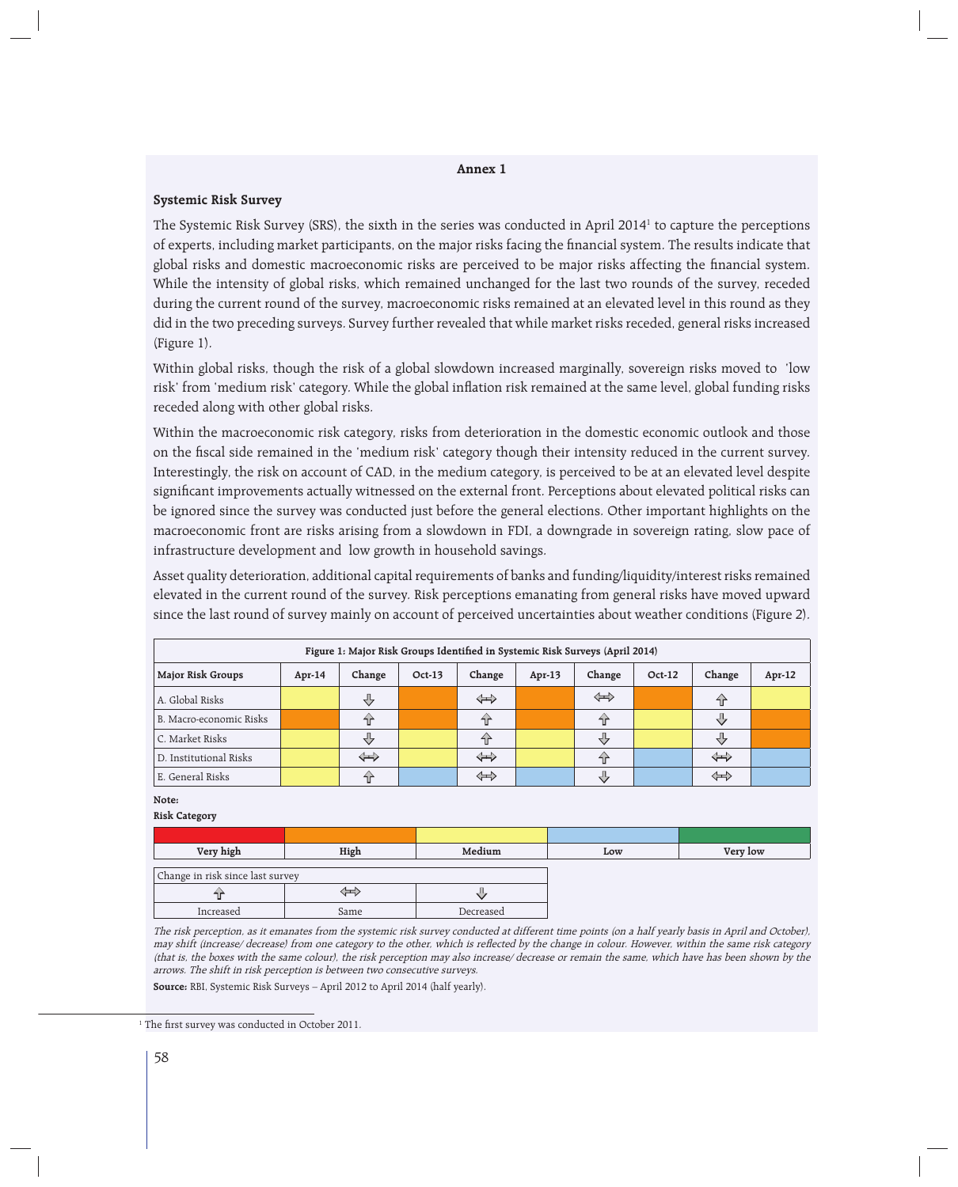## Annex 1

### Systemic Risk Survey

The Systemic Risk Survey (SRS), the sixth in the series was conducted in April 2014[1] to capture the perceptions of experts, including market participants, on the major risks facing the financial system. The results indicate that global risks and domestic macroeconomic risks are perceived to be major risks affecting the financial system. While the intensity of global risks, which remained unchanged for the last two rounds of the survey, receded during the current round of the survey, macroeconomic risks remained at an elevated level in this round as they did in the two preceding surveys. Survey further revealed that while market risks receded, general risks increased (Figure 1).

Within global risks, though the risk of a global slowdown increased marginally, sovereign risks moved to 'low risk' from 'medium risk' category. While the global inflation risk remained at the same level, global funding risks receded along with other global risks.

Within the macroeconomic risk category, risks from deterioration in the domestic economic outlook and those on the fiscal side remained in the 'medium risk' category though their intensity reduced in the current survey. Interestingly, the risk on account of CAD, in the medium category, is perceived to be at an elevated level despite significant improvements actually witnessed on the external front. Perceptions about elevated political risks can be ignored since the survey was conducted just before the general elections. Other important highlights on the macroeconomic front are risks arising from a slowdown in FDI, a downgrade in sovereign rating, slow pace of infrastructure development and low growth in household savings.

Asset quality deterioration, additional capital requirements of banks and funding/liquidity/interest risks remained elevated in the current round of the survey. Risk perceptions emanating from general risks have moved upward since the last round of survey mainly on account of perceived uncertainties about weather conditions (Figure 2).

**Figure 1: Major Risk Groups Identified in Systemic Risk Surveys (April 2014)**

| Major Risk Groups | Apr-14 | Change | Oct-13 | Change | Apr-13 | Change | Oct-12 | Change | Apr-12 |
|---|---|---|---|---|---|---|---|---|---|
| A. Global Risks | Medium | ↓ | High | ⇔ | High | ⇔ | High | ↑ | Medium |
| B. Macro-economic Risks | High | ↑ | High | ↑ | High | ↑ | Medium | ↓ | High |
| C. Market Risks | Medium | ↓ | Medium | ↑ | Medium | ↓ | Medium | ↓ | High |
| D. Institutional Risks | Medium | ⇔ | Medium | ⇔ | Medium | ↑ | Low | ⇔ | Low |
| E. General Risks | Medium | ↑ | Low | ⇔ | Low | ↓ | Low | ⇔ | Low |

**Note:**

**Risk Category**

| Very high | High | Medium | Low | Very low |
|---|---|---|---|---|

| Change in risk since last survey | | |
|---|---|---|
| ↑ | ⇔ | ↓ |
| Increased | Same | Decreased |

*The risk perception, as it emanates from the systemic risk survey conducted at different time points (on a half yearly basis in April and October), may shift (increase/ decrease) from one category to the other, which is reflected by the change in colour. However, within the same risk category (that is, the boxes with the same colour), the risk perception may also increase/ decrease or remain the same, which have has been shown by the arrows. The shift in risk perception is between two consecutive surveys.*

**Source:** RBI, Systemic Risk Surveys – April 2012 to April 2014 (half yearly).

[1] The first survey was conducted in October 2011.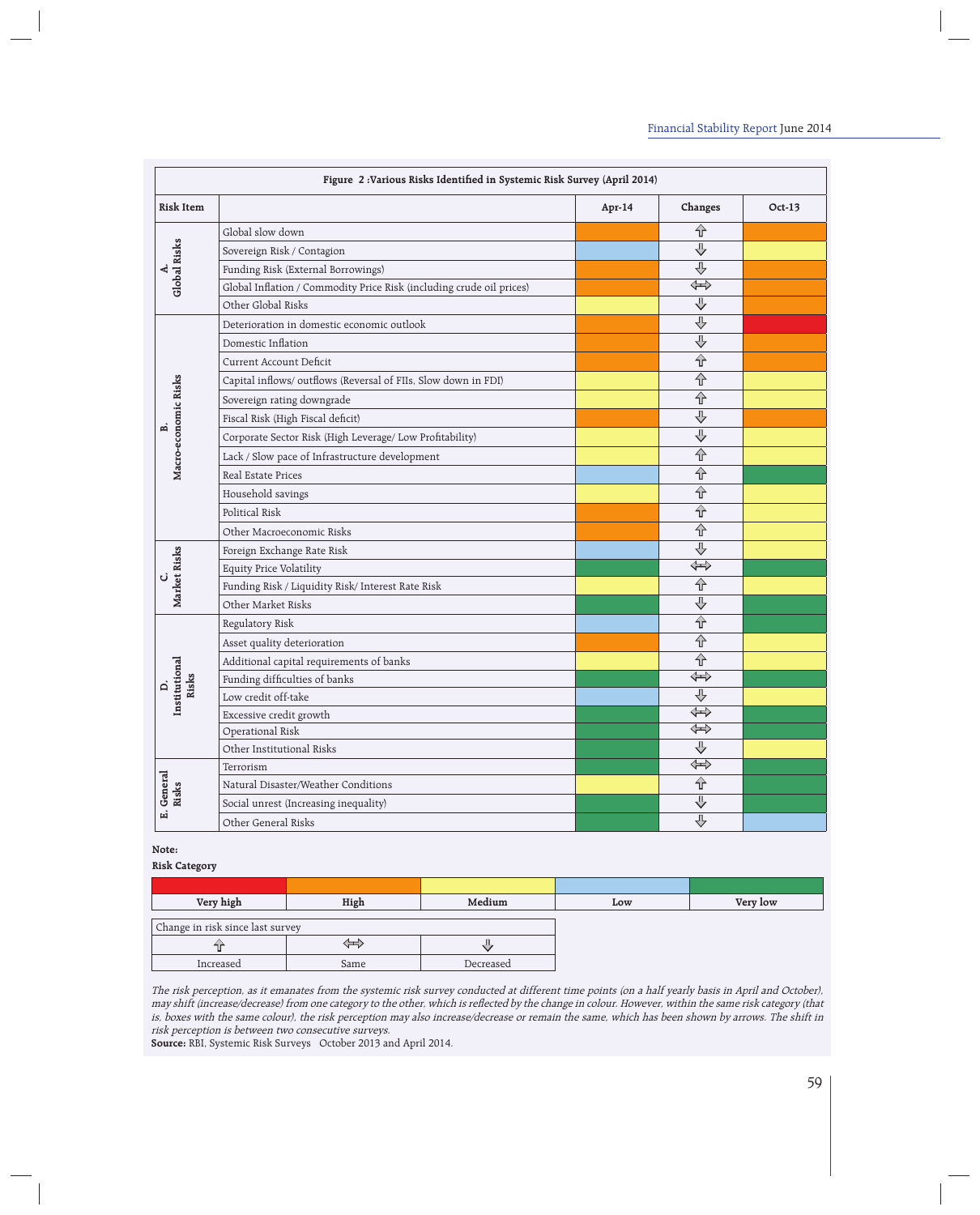**Figure 2 :Various Risks Identified in Systemic Risk Survey (April 2014)**

| Risk Item | | Apr-14 | Changes | Oct-13 |
|---|---|---|---|---|
| A. Global Risks | Global slow down | High | ⇧ | High |
| | Sovereign Risk / Contagion | Low | ⇩ | Medium |
| | Funding Risk (External Borrowings) | High | ⇩ | High |
| | Global Inflation / Commodity Price Risk (including crude oil prices) | High | ⇔ | High |
| | Other Global Risks | Medium | ⇩ | High |
| B. Macro-economic Risks | Deterioration in domestic economic outlook | High | ⇩ | Very high |
| | Domestic Inflation | High | ⇩ | High |
| | Current Account Deficit | High | ⇧ | High |
| | Capital inflows/ outflows (Reversal of FIIs, Slow down in FDI) | Medium | ⇧ | Medium |
| | Sovereign rating downgrade | Medium | ⇧ | Medium |
| | Fiscal Risk (High Fiscal deficit) | High | ⇩ | High |
| | Corporate Sector Risk (High Leverage/ Low Profitability) | Medium | ⇩ | Medium |
| | Lack / Slow pace of Infrastructure development | Medium | ⇧ | Medium |
| | Real Estate Prices | Low | ⇧ | Very low |
| | Household savings | Medium | ⇧ | Medium |
| | Political Risk | High | ⇧ | Medium |
| | Other Macroeconomic Risks | High | ⇧ | Medium |
| C. Market Risks | Foreign Exchange Rate Risk | Low | ⇩ | Medium |
| | Equity Price Volatility | Very low | ⇔ | Very low |
| | Funding Risk / Liquidity Risk/ Interest Rate Risk | Medium | ⇧ | Medium |
| | Other Market Risks | Very low | ⇩ | Very low |
| D. Institutional Risks | Regulatory Risk | Low | ⇧ | Very low |
| | Asset quality deterioration | High | ⇧ | Medium |
| | Additional capital requirements of banks | Medium | ⇧ | Medium |
| | Funding difficulties of banks | Very low | ⇔ | Very low |
| | Low credit off-take | Low | ⇩ | Medium |
| | Excessive credit growth | Very low | ⇔ | Very low |
| | Operational Risk | Very low | ⇔ | Very low |
| | Other Institutional Risks | Very low | ⇩ | Medium |
| E. General Risks | Terrorism | Very low | ⇔ | Very low |
| | Natural Disaster/Weather Conditions | Medium | ⇧ | Very low |
| | Social unrest (Increasing inequality) | Very low | ⇩ | Very low |
| | Other General Risks | Very low | ⇩ | Low |

**Note:**

**Risk Category**

| Very high | High | Medium | Low | Very low |
|---|---|---|---|---|

| Change in risk since last survey | | |
|---|---|---|
| ⇧ | ⇔ | ⇩ |
| Increased | Same | Decreased |

*The risk perception, as it emanates from the systemic risk survey conducted at different time points (on a half yearly basis in April and October), may shift (increase/decrease) from one category to the other, which is reflected by the change in colour. However, within the same risk category (that is, boxes with the same colour), the risk perception may also increase/decrease or remain the same, which has been shown by arrows. The shift in risk perception is between two consecutive surveys.*

**Source:** RBI, Systemic Risk Surveys October 2013 and April 2014.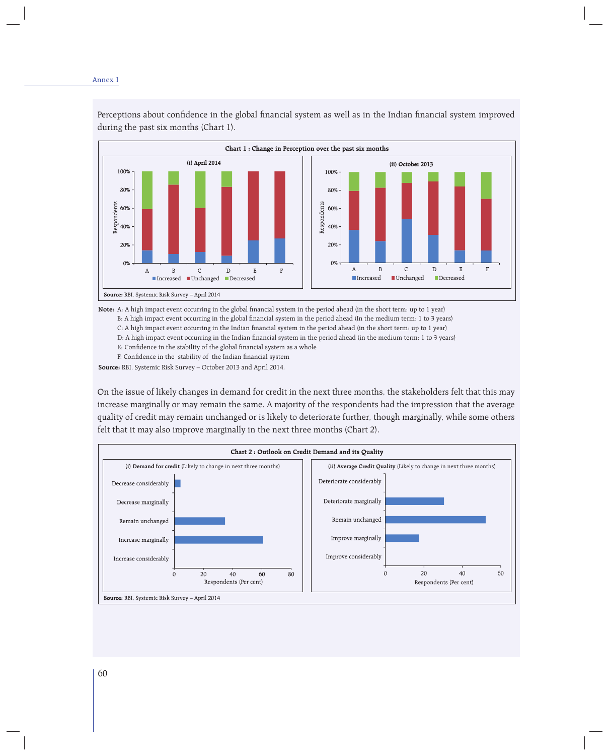Perceptions about confidence in the global financial system as well as in the Indian financial system improved during the past six months (Chart 1).

**Chart 1 : Change in Perception over the past six months**

(i) April 2014

100%
80%
60%
40%
20%
0%
Respondents
A B C D E F
Increased Unchanged Decreased

(ii) October 2013

100%
80%
60%
40%
20%
0%
Respondents
A B C D E F
Increased Unchanged Decreased

**Source:** RBI, Systemic Risk Survey – April 2014

**Note:** A: A high impact event occurring in the global financial system in the period ahead (in the short term: up to 1 year)
B: A high impact event occurring in the global financial system in the period ahead (In the medium term: 1 to 3 years)
C: A high impact event occurring in the Indian financial system in the period ahead (in the short term: up to 1 year)
D: A high impact event occurring in the Indian financial system in the period ahead (in the medium term: 1 to 3 years)
E: Confidence in the stability of the global financial system as a whole
F: Confidence in the stability of the Indian financial system

**Source:** RBI, Systemic Risk Survey – October 2013 and April 2014.

On the issue of likely changes in demand for credit in the next three months, the stakeholders felt that this may increase marginally or may remain the same. A majority of the respondents had the impression that the average quality of credit may remain unchanged or is likely to deteriorate further, though marginally, while some others felt that it may also improve marginally in the next three months (Chart 2).

**Chart 2 : Outlook on Credit Demand and its Quality**

**(i) Demand for credit** (Likely to change in next three months)

Decrease considerably
Decrease marginally
Remain unchanged
Increase marginally
Increase considerably
0 20 40 60 80
Respondents (Per cent)

**(ii) Average Credit Quality** (Likely to change in next three months)

Deteriorate considerably
Deteriorate marginally
Remain unchanged
Improve marginally
Improve considerably
0 20 40 60
Respondents (Per cent)

**Source:** RBI, Systemic Risk Survey – April 2014